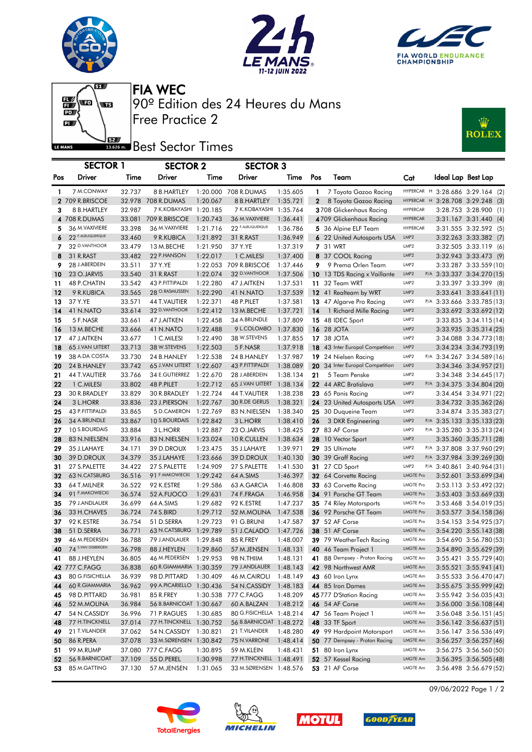# FIA WEC

## 90º Edition des 24 Heures du Mans

## Free Practice 2

## Best Sector Times

| Pos | SECTOR 1 Driver | Time | SECTOR 2 Driver | Time | SECTOR 3 Driver | Time | Pos | Team | Cat | | Ideal Lap | Best Lap |
|---|---|---|---|---|---|---|---|---|---|---|---|---|
| 1 | 7 M.CONWAY | 32.737 | 8 B.HARTLEY | 1:20.000 | 708 R.DUMAS | 1:35.605 | 1 | 7 Toyota Gazoo Racing | HYPERCAR | H | 3:28.686 | 3:29.164 (2) |
| 2 | 709 R.BRISCOE | 32.978 | 708 R.DUMAS | 1:20.067 | 8 B.HARTLEY | 1:35.721 | 2 | 8 Toyota Gazoo Racing | HYPERCAR | H | 3:28.708 | 3:29.248 (3) |
| 3 | 8 B.HARTLEY | 32.987 | 7 K.KOBAYASHI | 1:20.185 | 7 K.KOBAYASHI | 1:35.764 | 3 | 708 Glickenhaus Racing | HYPERCAR | | 3:28.753 | 3:28.900 (1) |
| 4 | 708 R.DUMAS | 33.081 | 709 R.BRISCOE | 1:20.743 | 36 M.VAXIVIERE | 1:36.441 | 4 | 709 Glickenhaus Racing | HYPERCAR | | 3:31.167 | 3:31.440 (4) |
| 5 | 36 M.VAXIVIERE | 33.398 | 36 M.VAXIVIERE | 1:21.716 | 22 F.ALBUQUERQUE | 1:36.786 | 5 | 36 Alpine ELF Team | HYPERCAR | | 3:31.555 | 3:32.592 (5) |
| 6 | 22 F.ALBUQUERQUE | 33.460 | 9 R.KUBICA | 1:21.892 | 31 R.RAST | 1:36.949 | 6 | 22 United Autosports USA | LMP2 | | 3:32.263 | 3:33.382 (7) |
| 7 | 32 D.VANTHOOR | 33.479 | 13 M.BECHE | 1:21.950 | 37 Y.YE | 1:37.319 | 7 | 31 WRT | LMP2 | | 3:32.505 | 3:33.119 (6) |
| 8 | 31 R.RAST | 33.482 | 22 P.HANSON | 1:22.017 | 1 C.MILESI | 1:37.400 | 8 | 37 COOL Racing | LMP2 | | 3:32.943 | 3:33.473 (9) |
| 9 | 28 J.ABERDEIN | 33.511 | 37 Y.YE | 1:22.053 | 709 R.BRISCOE | 1:37.446 | 9 | 9 Prema Orlen Team | LMP2 | | 3:33.287 | 3:33.559 (10) |
| 10 | 23 O.JARVIS | 33.540 | 31 R.RAST | 1:22.074 | 32 D.VANTHOOR | 1:37.506 | 10 | 13 TDS Racing x Vaillante | LMP2 | P/A | 3:33.337 | 3:34.270 (15) |
| 11 | 48 P.CHATIN | 33.542 | 43 P.FITTIPALDI | 1:22.280 | 47 J.AITKEN | 1:37.531 | 11 | 32 Team WRT | LMP2 | | 3:33.397 | 3:33.399 (8) |
| 12 | 9 R.KUBICA | 33.565 | 28 O.RASMUSSEN | 1:22.290 | 41 N.NATO | 1:37.539 | 12 | 41 Realteam by WRT | LMP2 | | 3:33.641 | 3:33.641 (11) |
| 13 | 37 Y.YE | 33.571 | 44 T.VAUTIER | 1:22.371 | 48 P.PILET | 1:37.581 | 13 | 47 Algarve Pro Racing | LMP2 | P/A | 3:33.666 | 3:33.785 (13) |
| 14 | 41 N.NATO | 33.614 | 32 D.VANTHOOR | 1:22.412 | 13 M.BECHE | 1:37.721 | 14 | 1 Richard Mille Racing | LMP2 | | 3:33.692 | 3:33.692 (12) |
| 15 | 5 F.NASR | 33.661 | 47 J.AITKEN | 1:22.458 | 34 A.BRUNDLE | 1:37.809 | 15 | 48 IDEC Sport | LMP2 | | 3:33.835 | 3:34.115 (14) |
| 16 | 13 M.BECHE | 33.666 | 41 N.NATO | 1:22.488 | 9 L.COLOMBO | 1:37.830 | 16 | 28 JOTA | LMP2 | | 3:33.935 | 3:35.314 (25) |
| 17 | 47 J.AITKEN | 33.677 | 1 C.MILESI | 1:22.490 | 38 W.STEVENS | 1:37.855 | 17 | 38 JOTA | LMP2 | | 3:34.088 | 3:34.773 (18) |
| 18 | 65 J.VAN UITERT | 33.713 | 38 W.STEVENS | 1:22.503 | 5 F.NASR | 1:37.918 | 18 | 43 Inter Europol Competition | LMP2 | | 3:34.234 | 3:34.793 (19) |
| 19 | 38 A.DA COSTA | 33.730 | 24 B.HANLEY | 1:22.538 | 24 B.HANLEY | 1:37.987 | 19 | 24 Nielsen Racing | LMP2 | P/A | 3:34.267 | 3:34.589 (16) |
| 20 | 24 B.HANLEY | 33.742 | 65 J.VAN UITERT | 1:22.607 | 43 P.FITTIPALDI | 1:38.089 | 20 | 34 Inter Europol Competition | LMP2 | | 3:34.346 | 3:34.957 (21) |
| 21 | 44 T.VAUTIER | 33.766 | 34 E.GUTIERREZ | 1:22.670 | 28 J.ABERDEIN | 1:38.134 | 21 | 5 Team Penske | LMP2 | | 3:34.348 | 3:34.645 (17) |
| 22 | 1 C.MILESI | 33.802 | 48 P.PILET | 1:22.712 | 65 J.VAN UITERT | 1:38.134 | 22 | 44 ARC Bratislava | LMP2 | P/A | 3:34.375 | 3:34.804 (20) |
| 23 | 30 R.BRADLEY | 33.829 | 30 R.BRADLEY | 1:22.724 | 44 T.VAUTIER | 1:38.238 | 23 | 65 Panis Racing | LMP2 | | 3:34.454 | 3:34.971 (22) |
| 24 | 3 L.HORR | 33.836 | 23 J.PIERSON | 1:22.767 | 30 R.DE GERUS | 1:38.321 | 24 | 23 United Autosports USA | LMP2 | | 3:34.732 | 3:35.362 (26) |
| 25 | 43 P.FITTIPALDI | 33.865 | 5 D.CAMERON | 1:22.769 | 83 N.NIELSEN | 1:38.340 | 25 | 30 Duqueine Team | LMP2 | | 3:34.874 | 3:35.383 (27) |
| 26 | 34 A.BRUNDLE | 33.867 | 10 S.BOURDAIS | 1:22.842 | 3 L.HORR | 1:38.410 | 26 | 3 DKR Engineering | LMP2 | P/A | 3:35.133 | 3:35.133 (23) |
| 27 | 10 S.BOURDAIS | 33.884 | 3 L.HORR | 1:22.887 | 23 O.JARVIS | 1:38.425 | 27 | 83 AF Corse | LMP2 | P/A | 3:35.280 | 3:35.313 (24) |
| 28 | 83 N.NIELSEN | 33.916 | 83 N.NIELSEN | 1:23.024 | 10 R.CULLEN | 1:38.634 | 28 | 10 Vector Sport | LMP2 | | 3:35.360 | 3:35.711 (28) |
| 29 | 35 J.LAHAYE | 34.171 | 39 D.DROUX | 1:23.475 | 35 J.LAHAYE | 1:39.971 | 29 | 35 Ultimate | LMP2 | P/A | 3:37.808 | 3:37.960 (29) |
| 30 | 39 D.DROUX | 34.379 | 35 J.LAHAYE | 1:23.666 | 39 D.DROUX | 1:40.130 | 30 | 39 Graff Racing | LMP2 | P/A | 3:37.984 | 3:39.269 (30) |
| 31 | 27 S.PALETTE | 34.422 | 27 S.PALETTE | 1:24.909 | 27 S.PALETTE | 1:41.530 | 31 | 27 CD Sport | LMP2 | P/A | 3:40.861 | 3:40.964 (31) |
| 32 | 63 N.CATSBURG | 36.516 | 91 F.MAKOWIECKI | 1:29.242 | 64 A.SIMS | 1:46.397 | 32 | 64 Corvette Racing | LMGTE Pro | | 3:52.601 | 3:53.699 (34) |
| 33 | 64 T.MILNER | 36.522 | 92 K.ESTRE | 1:29.586 | 63 A.GARCIA | 1:46.808 | 33 | 63 Corvette Racing | LMGTE Pro | | 3:53.113 | 3:53.492 (32) |
| 34 | 91 F.MAKOWIECKI | 36.574 | 52 A.FUOCO | 1:29.631 | 74 F.FRAGA | 1:46.958 | 34 | 91 Porsche GT Team | LMGTE Pro | | 3:53.403 | 3:53.669 (33) |
| 35 | 79 J.ANDLAUER | 36.699 | 64 A.SIMS | 1:29.682 | 92 K.ESTRE | 1:47.237 | 35 | 74 Riley Motorsports | LMGTE Pro | | 3:53.468 | 3:54.019 (35) |
| 36 | 33 H.CHAVES | 36.724 | 74 S.BIRD | 1:29.712 | 52 M.MOLINA | 1:47.538 | 36 | 92 Porsche GT Team | LMGTE Pro | | 3:53.577 | 3:54.158 (36) |
| 37 | 92 K.ESTRE | 36.754 | 51 D.SERRA | 1:29.723 | 91 G.BRUNI | 1:47.587 | 37 | 52 AF Corse | LMGTE Pro | | 3:54.153 | 3:54.925 (37) |
| 38 | 51 D.SERRA | 36.771 | 63 N.CATSBURG | 1:29.789 | 51 J.CALADO | 1:47.726 | 38 | 51 AF Corse | LMGTE Pro | | 3:54.220 | 3:55.143 (38) |
| 39 | 46 M.PEDERSEN | 36.788 | 79 J.ANDLAUER | 1:29.848 | 85 R.FREY | 1:48.007 | 39 | 79 WeatherTech Racing | LMGTE Am | | 3:54.690 | 3:56.780 (53) |
| 40 | 74 S.VAN GISBERGEN | 36.798 | 88 J.HEYLEN | 1:29.860 | 57 M.JENSEN | 1:48.131 | 40 | 46 Team Project 1 | LMGTE Am | | 3:54.890 | 3:55.629 (39) |
| 41 | 88 J.HEYLEN | 36.805 | 46 M.PEDERSEN | 1:29.953 | 98 N.THIIM | 1:48.131 | 41 | 88 Dempsey - Proton Racing | LMGTE Am | | 3:55.421 | 3:55.729 (40) |
| 42 | 777 C.FAGG | 36.838 | 60 R.GIAMMARIA | 1:30.359 | 79 J.ANDLAUER | 1:48.143 | 42 | 98 Northwest AMR | LMGTE Am | | 3:55.521 | 3:55.941 (41) |
| 43 | 80 G.FISICHELLA | 36.939 | 98 D.PITTARD | 1:30.409 | 46 M.CAIROLI | 1:48.149 | 43 | 60 Iron Lynx | LMGTE Am | | 3:55.533 | 3:56.470 (47) |
| 44 | 60 R.GIAMMARIA | 36.962 | 99 A.PICARIELLO | 1:30.436 | 54 N.CASSIDY | 1:48.183 | 44 | 85 Iron Dames | LMGTE Am | | 3:55.675 | 3:55.999 (42) |
| 45 | 98 D.PITTARD | 36.981 | 85 R.FREY | 1:30.538 | 777 C.FAGG | 1:48.209 | 45 | 777 D'Station Racing | LMGTE Am | | 3:55.942 | 3:56.035 (43) |
| 46 | 52 M.MOLINA | 36.984 | 56 B.BARNICOAT | 1:30.667 | 40 A.BALZAN | 1:48.212 | 46 | 54 AF Corse | LMGTE Am | | 3:56.000 | 3:56.108 (44) |
| 47 | 54 N.CASSIDY | 36.996 | 71 P.RAGUES | 1:30.685 | 80 G.FISICHELLA | 1:48.214 | 47 | 56 Team Project 1 | LMGTE Am | | 3:56.048 | 3:56.151 (45) |
| 48 | 77 H.TINCKNELL | 37.014 | 77 H.TINCKNELL | 1:30.752 | 56 B.BARNICOAT | 1:48.272 | 48 | 33 TF Sport | LMGTE Am | | 3:56.142 | 3:56.637 (51) |
| 49 | 21 T.VILANDER | 37.062 | 54 N.CASSIDY | 1:30.821 | 21 T.VILANDER | 1:48.280 | 49 | 99 Hardpoint Motorsport | LMGTE Am | | 3:56.147 | 3:56.536 (49) |
| 50 | 86 R.PERA | 37.078 | 33 M.SØRENSEN | 1:30.842 | 75 N.VARRONE | 1:48.414 | 50 | 77 Dempsey - Proton Racing | LMGTE Am | | 3:56.257 | 3:56.257 (46) |
| 51 | 99 M.RUMP | 37.080 | 777 C.FAGG | 1:30.895 | 59 M.KLEIN | 1:48.431 | 51 | 80 Iron Lynx | LMGTE Am | | 3:56.275 | 3:56.560 (50) |
| 52 | 56 B.BARNICOAT | 37.109 | 55 D.PEREL | 1:30.998 | 77 H.TINCKNELL | 1:48.491 | 52 | 57 Kessel Racing | LMGTE Am | | 3:56.395 | 3:56.505 (48) |
| 53 | 85 M.GATTING | 37.130 | 57 M.JENSEN | 1:31.065 | 33 M.SØRENSEN | 1:48.576 | 53 | 21 AF Corse | LMGTE Am | | 3:56.498 | 3:56.679 (52) |

09/06/2022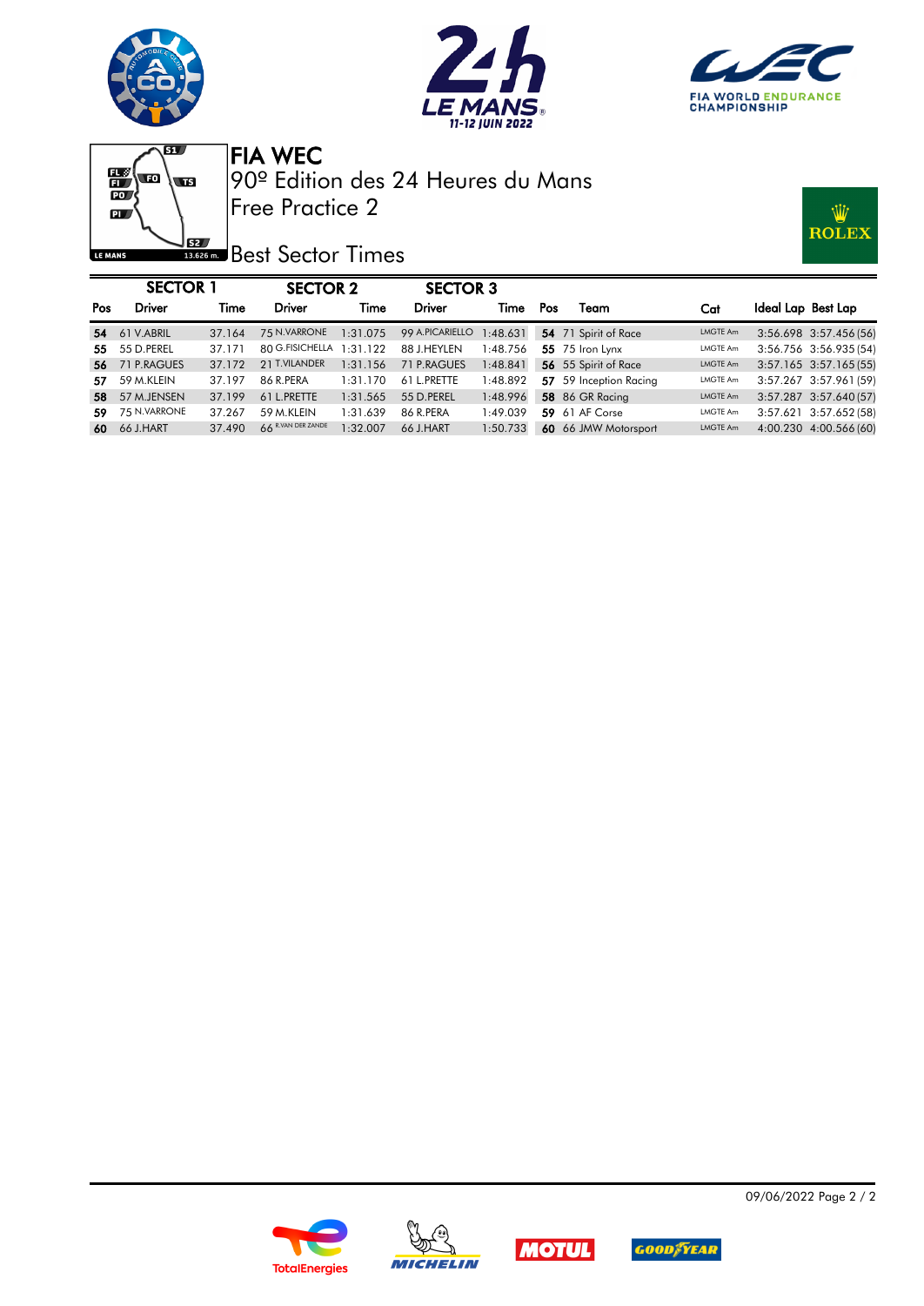# FIA WEC

90º Edition des 24 Heures du Mans

Free Practice 2

## Best Sector Times

| SECTOR 1 | | | SECTOR 2 | | SECTOR 3 | | | | | | |
|---|---|---|---|---|---|---|---|---|---|---|---|
| Pos | Driver | Time | Driver | Time | Driver | Time | Pos | Team | Cat | Ideal Lap | Best Lap |
| 54 | 61 V.ABRIL | 37.164 | 75 N.VARRONE | 1:31.075 | 99 A.PICARIELLO | 1:48.631 | 54 | 71 Spirit of Race | LMGTE Am | 3:56.698 | 3:57.456 (56) |
| 55 | 55 D.PEREL | 37.171 | 80 G.FISICHELLA | 1:31.122 | 88 J.HEYLEN | 1:48.756 | 55 | 75 Iron Lynx | LMGTE Am | 3:56.756 | 3:56.935 (54) |
| 56 | 71 P.RAGUES | 37.172 | 21 T.VILANDER | 1:31.156 | 71 P.RAGUES | 1:48.841 | 56 | 55 Spirit of Race | LMGTE Am | 3:57.165 | 3:57.165 (55) |
| 57 | 59 M.KLEIN | 37.197 | 86 R.PERA | 1:31.170 | 61 L.PRETTE | 1:48.892 | 57 | 59 Inception Racing | LMGTE Am | 3:57.267 | 3:57.961 (59) |
| 58 | 57 M.JENSEN | 37.199 | 61 L.PRETTE | 1:31.565 | 55 D.PEREL | 1:48.996 | 58 | 86 GR Racing | LMGTE Am | 3:57.287 | 3:57.640 (57) |
| 59 | 75 N.VARRONE | 37.267 | 59 M.KLEIN | 1:31.639 | 86 R.PERA | 1:49.039 | 59 | 61 AF Corse | LMGTE Am | 3:57.621 | 3:57.652 (58) |
| 60 | 66 J.HART | 37.490 | 66 R.VAN DER ZANDE | 1:32.007 | 66 J.HART | 1:50.733 | 60 | 66 JMW Motorsport | LMGTE Am | 4:00.230 | 4:00.566 (60) |

09/06/2022